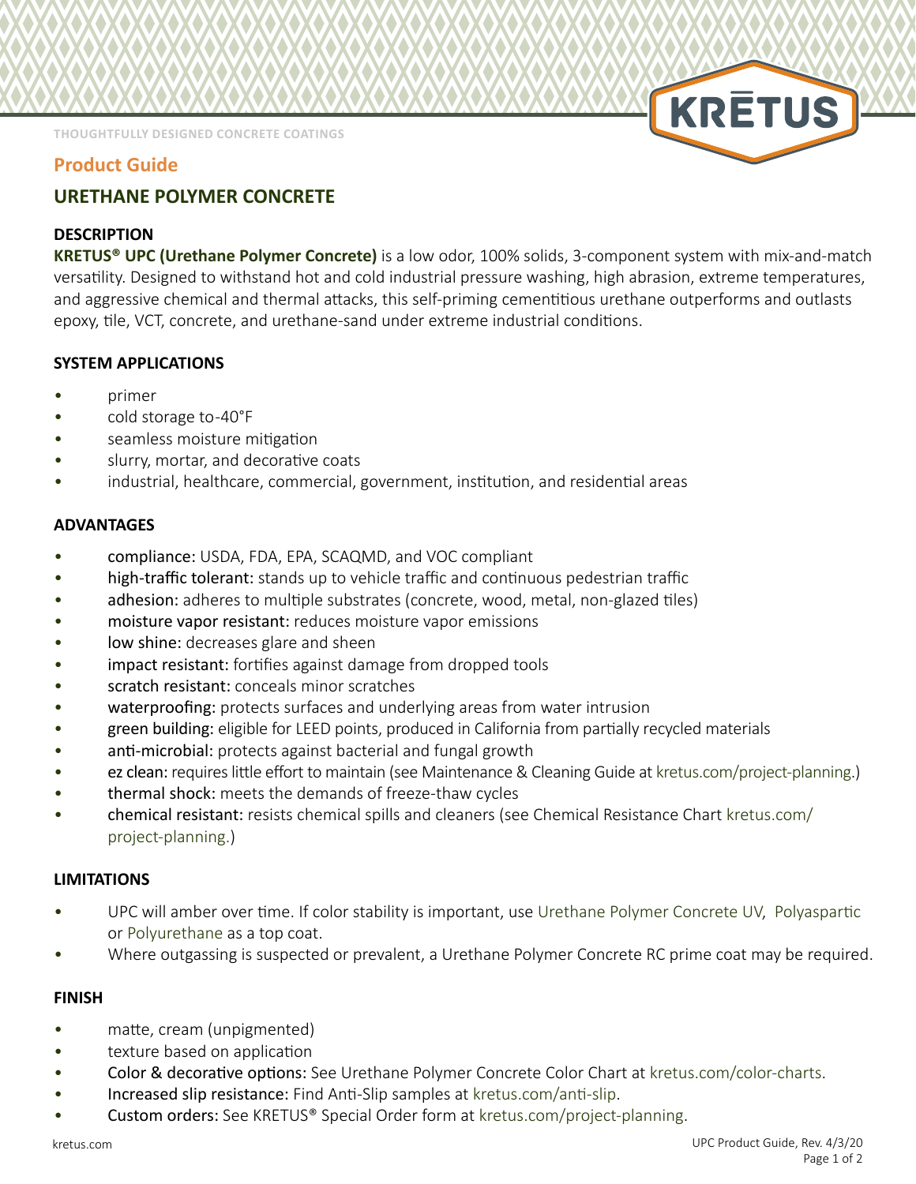THOUGHTFULLY DESIGNED CONCRETE COATINGS

KRĒTUS

## Product Guide

# URETHANE POLYMER CONCRETE

### DESCRIPTION

**KRETUS® UPC (Urethane Polymer Concrete)** is a low odor, 100% solids, 3-component system with mix-and-match versatility. Designed to withstand hot and cold industrial pressure washing, high abrasion, extreme temperatures, and aggressive chemical and thermal attacks, this self-priming cementitious urethane outperforms and outlasts epoxy, tile, VCT, concrete, and urethane-sand under extreme industrial conditions.

### SYSTEM APPLICATIONS

- primer
- cold storage to-40°F
- seamless moisture mitigation
- slurry, mortar, and decorative coats
- industrial, healthcare, commercial, government, institution, and residential areas

### ADVANTAGES

- compliance: USDA, FDA, EPA, SCAQMD, and VOC compliant
- high-traffic tolerant: stands up to vehicle traffic and continuous pedestrian traffic
- adhesion: adheres to multiple substrates (concrete, wood, metal, non-glazed tiles)
- moisture vapor resistant: reduces moisture vapor emissions
- low shine: decreases glare and sheen
- impact resistant: fortifies against damage from dropped tools
- scratch resistant: conceals minor scratches
- waterproofing: protects surfaces and underlying areas from water intrusion
- green building: eligible for LEED points, produced in California from partially recycled materials
- anti-microbial: protects against bacterial and fungal growth
- ez clean: requires little effort to maintain (see Maintenance & Cleaning Guide at kretus.com/project-planning.)
- thermal shock: meets the demands of freeze-thaw cycles
- chemical resistant: resists chemical spills and cleaners (see Chemical Resistance Chart kretus.com/project-planning.)

### LIMITATIONS

- UPC will amber over time. If color stability is important, use Urethane Polymer Concrete UV, Polyaspartic or Polyurethane as a top coat.
- Where outgassing is suspected or prevalent, a Urethane Polymer Concrete RC prime coat may be required.

### FINISH

- matte, cream (unpigmented)
- texture based on application
- Color & decorative options: See Urethane Polymer Concrete Color Chart at kretus.com/color-charts.
- Increased slip resistance: Find Anti-Slip samples at kretus.com/anti-slip.
- Custom orders: See KRETUS® Special Order form at kretus.com/project-planning.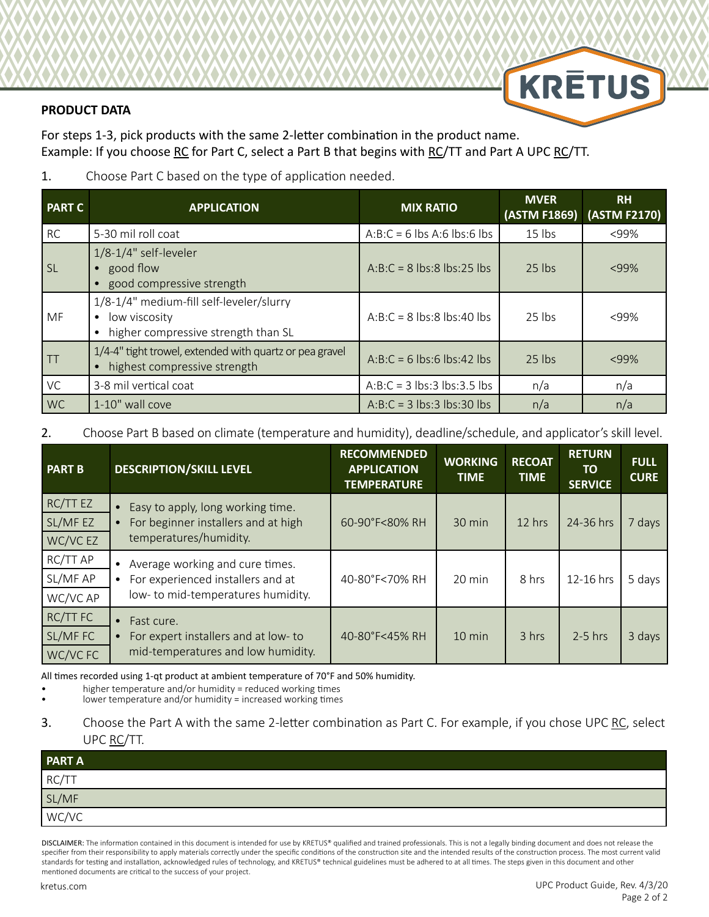**PRODUCT DATA**

For steps 1-3, pick products with the same 2-letter combination in the product name.
Example: If you choose RC for Part C, select a Part B that begins with RC/TT and Part A UPC RC/TT.

1. Choose Part C based on the type of application needed.

| PART C | APPLICATION | MIX RATIO | MVER (ASTM F1869) | RH (ASTM F2170) |
|---|---|---|---|---|
| RC | 5-30 mil roll coat | A:B:C = 6 lbs A:6 lbs:6 lbs | 15 lbs | <99% |
| SL | 1/8-1/4" self-leveler<br>• good flow<br>• good compressive strength | A:B:C = 8 lbs:8 lbs:25 lbs | 25 lbs | <99% |
| MF | 1/8-1/4" medium-fill self-leveler/slurry<br>• low viscosity<br>• higher compressive strength than SL | A:B:C = 8 lbs:8 lbs:40 lbs | 25 lbs | <99% |
| TT | 1/4-4" tight trowel, extended with quartz or pea gravel<br>• highest compressive strength | A:B:C = 6 lbs:6 lbs:42 lbs | 25 lbs | <99% |
| VC | 3-8 mil vertical coat | A:B:C = 3 lbs:3 lbs:3.5 lbs | n/a | n/a |
| WC | 1-10" wall cove | A:B:C = 3 lbs:3 lbs:30 lbs | n/a | n/a |

2. Choose Part B based on climate (temperature and humidity), deadline/schedule, and applicator's skill level.

| PART B | DESCRIPTION/SKILL LEVEL | RECOMMENDED APPLICATION TEMPERATURE | WORKING TIME | RECOAT TIME | RETURN TO SERVICE | FULL CURE |
|---|---|---|---|---|---|---|
| RC/TT EZ<br>SL/MF EZ<br>WC/VC EZ | • Easy to apply, long working time.<br>• For beginner installers and at high temperatures/humidity. | 60-90°F<80% RH | 30 min | 12 hrs | 24-36 hrs | 7 days |
| RC/TT AP<br>SL/MF AP<br>WC/VC AP | • Average working and cure times.<br>• For experienced installers and at low- to mid-temperatures humidity. | 40-80°F<70% RH | 20 min | 8 hrs | 12-16 hrs | 5 days |
| RC/TT FC<br>SL/MF FC<br>WC/VC FC | • Fast cure.<br>• For expert installers and at low- to mid-temperatures and low humidity. | 40-80°F<45% RH | 10 min | 3 hrs | 2-5 hrs | 3 days |

All times recorded using 1-qt product at ambient temperature of 70°F and 50% humidity.

- higher temperature and/or humidity = reduced working times
- lower temperature and/or humidity = increased working times

3. Choose the Part A with the same 2-letter combination as Part C. For example, if you chose UPC RC, select UPC RC/TT.

| PART A |
|---|
| RC/TT |
| SL/MF |
| WC/VC |

DISCLAIMER: The information contained in this document is intended for use by KRETUS® qualified and trained professionals. This is not a legally binding document and does not release the specifier from their responsibility to apply materials correctly under the specific conditions of the construction site and the intended results of the construction process. The most current valid standards for testing and installation, acknowledged rules of technology, and KRETUS® technical guidelines must be adhered to at all times. The steps given in this document and other mentioned documents are critical to the success of your project.

kretus.com

UPC Product Guide, Rev. 4/3/20